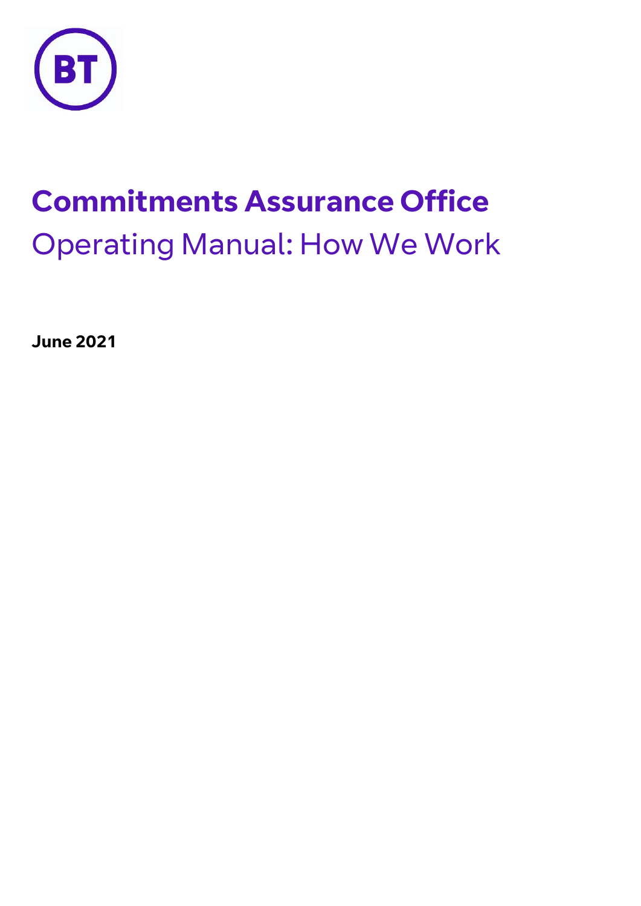# Commitments Assurance Office

## Operating Manual: How We Work

**June 2021**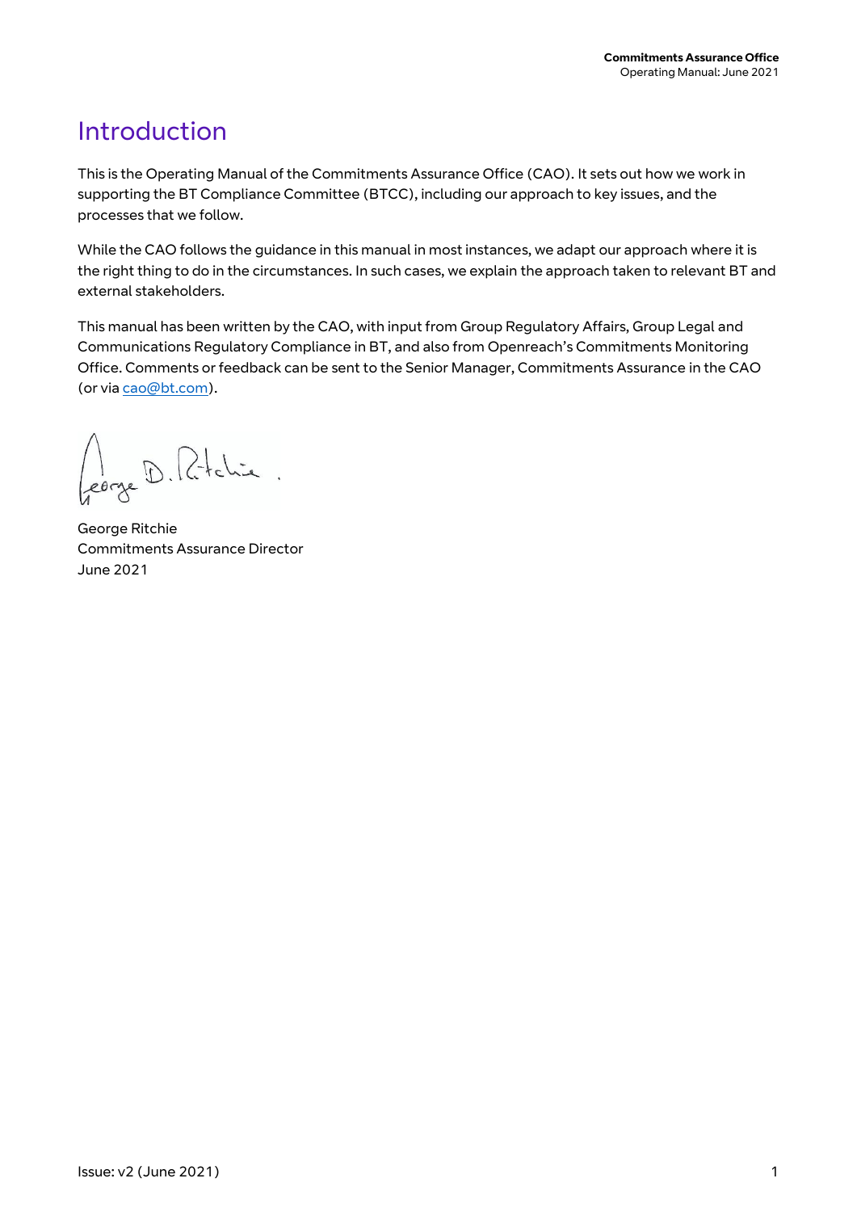# Introduction

This is the Operating Manual of the Commitments Assurance Office (CAO). It sets out how we work in supporting the BT Compliance Committee (BTCC), including our approach to key issues, and the processes that we follow.

While the CAO follows the guidance in this manual in most instances, we adapt our approach where it is the right thing to do in the circumstances. In such cases, we explain the approach taken to relevant BT and external stakeholders.

This manual has been written by the CAO, with input from Group Regulatory Affairs, Group Legal and Communications Regulatory Compliance in BT, and also from Openreach's Commitments Monitoring Office. Comments or feedback can be sent to the Senior Manager, Commitments Assurance in the CAO (or via cao@bt.com).

George Ritchie
Commitments Assurance Director
June 2021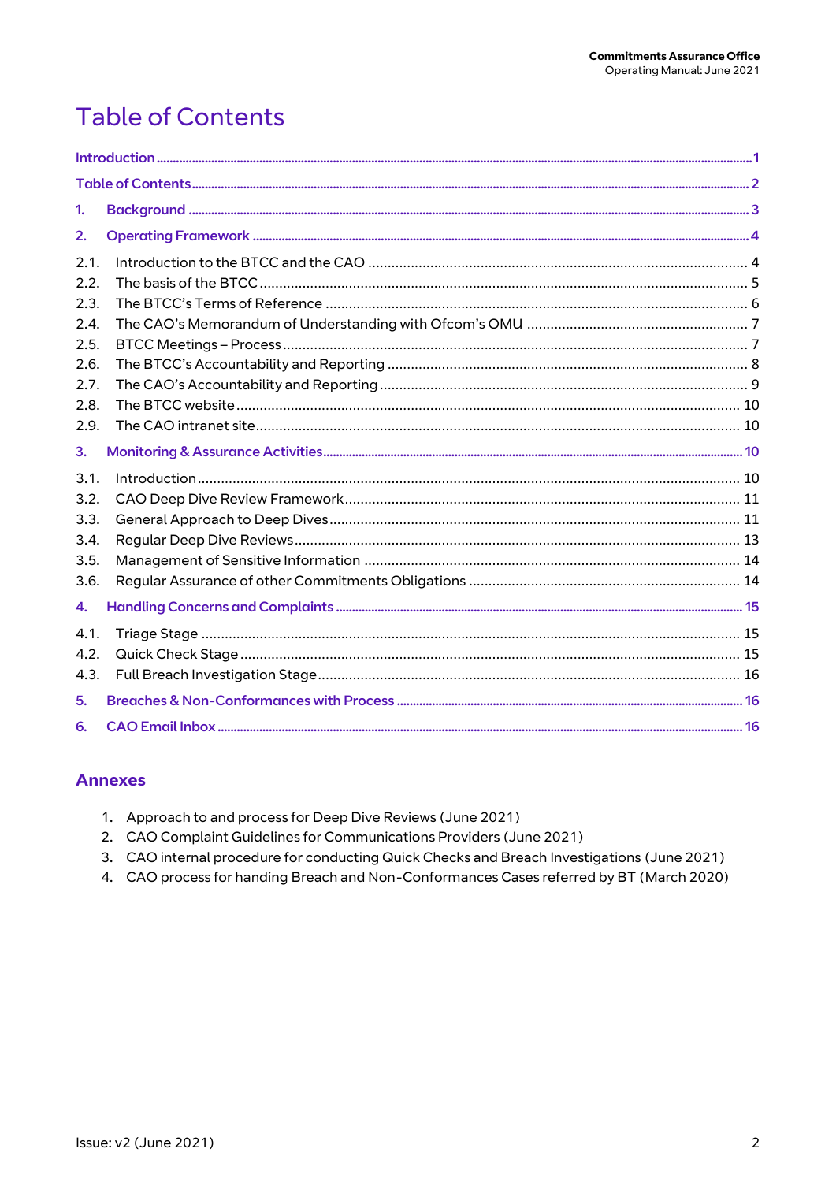# Table of Contents

Introduction ..... 1

Table of Contents ..... 2

1. Background ..... 3

2. Operating Framework ..... 4

2.1. Introduction to the BTCC and the CAO ..... 4
2.2. The basis of the BTCC ..... 5
2.3. The BTCC's Terms of Reference ..... 6
2.4. The CAO's Memorandum of Understanding with Ofcom's OMU ..... 7
2.5. BTCC Meetings – Process ..... 7
2.6. The BTCC's Accountability and Reporting ..... 8
2.7. The CAO's Accountability and Reporting ..... 9
2.8. The BTCC website ..... 10
2.9. The CAO intranet site ..... 10

3. Monitoring & Assurance Activities ..... 10

3.1. Introduction ..... 10
3.2. CAO Deep Dive Review Framework ..... 11
3.3. General Approach to Deep Dives ..... 11
3.4. Regular Deep Dive Reviews ..... 13
3.5. Management of Sensitive Information ..... 14
3.6. Regular Assurance of other Commitments Obligations ..... 14

4. Handling Concerns and Complaints ..... 15

4.1. Triage Stage ..... 15
4.2. Quick Check Stage ..... 15
4.3. Full Breach Investigation Stage ..... 16

5. Breaches & Non-Conformances with Process ..... 16

6. CAO Email Inbox ..... 16

## Annexes

1. Approach to and process for Deep Dive Reviews (June 2021)
2. CAO Complaint Guidelines for Communications Providers (June 2021)
3. CAO internal procedure for conducting Quick Checks and Breach Investigations (June 2021)
4. CAO process for handing Breach and Non-Conformances Cases referred by BT (March 2020)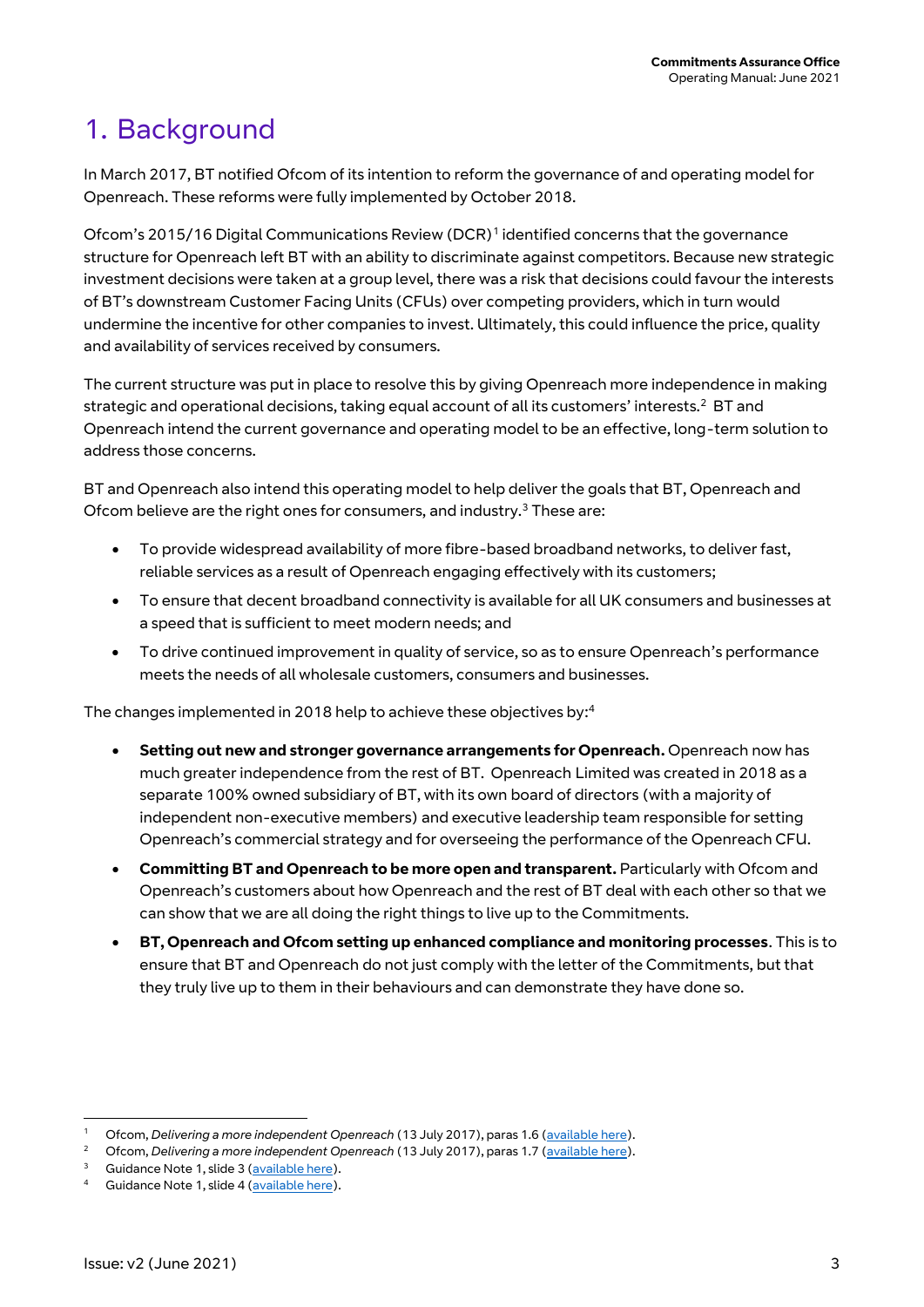# 1. Background

In March 2017, BT notified Ofcom of its intention to reform the governance of and operating model for Openreach. These reforms were fully implemented by October 2018.

Ofcom's 2015/16 Digital Communications Review (DCR)[1] identified concerns that the governance structure for Openreach left BT with an ability to discriminate against competitors. Because new strategic investment decisions were taken at a group level, there was a risk that decisions could favour the interests of BT's downstream Customer Facing Units (CFUs) over competing providers, which in turn would undermine the incentive for other companies to invest. Ultimately, this could influence the price, quality and availability of services received by consumers.

The current structure was put in place to resolve this by giving Openreach more independence in making strategic and operational decisions, taking equal account of all its customers' interests.[2] BT and Openreach intend the current governance and operating model to be an effective, long-term solution to address those concerns.

BT and Openreach also intend this operating model to help deliver the goals that BT, Openreach and Ofcom believe are the right ones for consumers, and industry.[3] These are:

- To provide widespread availability of more fibre-based broadband networks, to deliver fast, reliable services as a result of Openreach engaging effectively with its customers;
- To ensure that decent broadband connectivity is available for all UK consumers and businesses at a speed that is sufficient to meet modern needs; and
- To drive continued improvement in quality of service, so as to ensure Openreach's performance meets the needs of all wholesale customers, consumers and businesses.

The changes implemented in 2018 help to achieve these objectives by:[4]

- **Setting out new and stronger governance arrangements for Openreach.** Openreach now has much greater independence from the rest of BT. Openreach Limited was created in 2018 as a separate 100% owned subsidiary of BT, with its own board of directors (with a majority of independent non-executive members) and executive leadership team responsible for setting Openreach's commercial strategy and for overseeing the performance of the Openreach CFU.
- **Committing BT and Openreach to be more open and transparent.** Particularly with Ofcom and Openreach's customers about how Openreach and the rest of BT deal with each other so that we can show that we are all doing the right things to live up to the Commitments.
- **BT, Openreach and Ofcom setting up enhanced compliance and monitoring processes**. This is to ensure that BT and Openreach do not just comply with the letter of the Commitments, but that they truly live up to them in their behaviours and can demonstrate they have done so.

---

[1] Ofcom, *Delivering a more independent Openreach* (13 July 2017), paras 1.6 (available here).

[2] Ofcom, *Delivering a more independent Openreach* (13 July 2017), paras 1.7 (available here).

[3] Guidance Note 1, slide 3 (available here).

[4] Guidance Note 1, slide 4 (available here).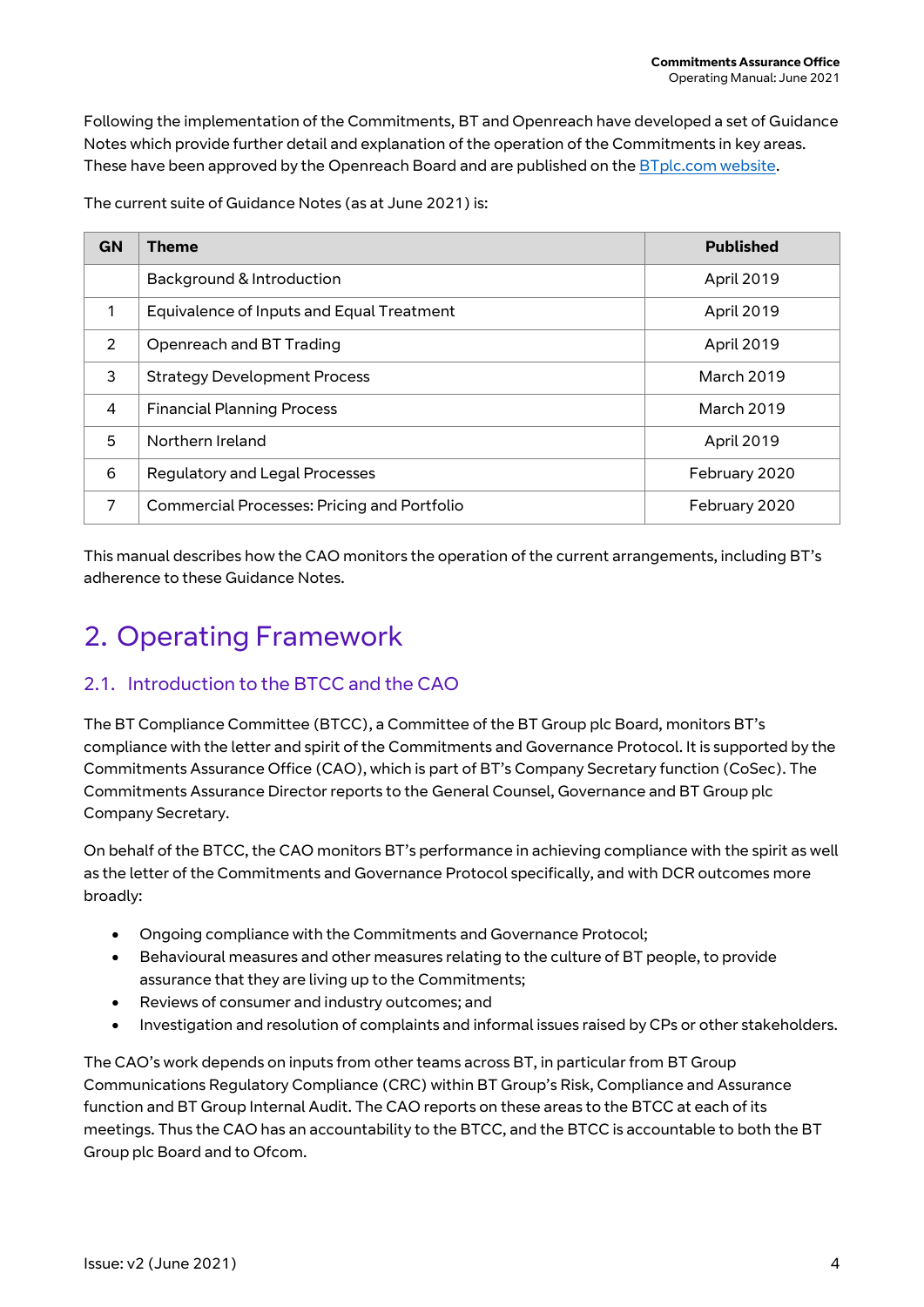Following the implementation of the Commitments, BT and Openreach have developed a set of Guidance Notes which provide further detail and explanation of the operation of the Commitments in key areas. These have been approved by the Openreach Board and are published on the BTplc.com website.

The current suite of Guidance Notes (as at June 2021) is:

| GN | Theme | Published |
|---|---|---|
| | Background & Introduction | April 2019 |
| 1 | Equivalence of Inputs and Equal Treatment | April 2019 |
| 2 | Openreach and BT Trading | April 2019 |
| 3 | Strategy Development Process | March 2019 |
| 4 | Financial Planning Process | March 2019 |
| 5 | Northern Ireland | April 2019 |
| 6 | Regulatory and Legal Processes | February 2020 |
| 7 | Commercial Processes: Pricing and Portfolio | February 2020 |

This manual describes how the CAO monitors the operation of the current arrangements, including BT's adherence to these Guidance Notes.

# 2. Operating Framework

## 2.1. Introduction to the BTCC and the CAO

The BT Compliance Committee (BTCC), a Committee of the BT Group plc Board, monitors BT's compliance with the letter and spirit of the Commitments and Governance Protocol. It is supported by the Commitments Assurance Office (CAO), which is part of BT's Company Secretary function (CoSec). The Commitments Assurance Director reports to the General Counsel, Governance and BT Group plc Company Secretary.

On behalf of the BTCC, the CAO monitors BT's performance in achieving compliance with the spirit as well as the letter of the Commitments and Governance Protocol specifically, and with DCR outcomes more broadly:

- Ongoing compliance with the Commitments and Governance Protocol;
- Behavioural measures and other measures relating to the culture of BT people, to provide assurance that they are living up to the Commitments;
- Reviews of consumer and industry outcomes; and
- Investigation and resolution of complaints and informal issues raised by CPs or other stakeholders.

The CAO's work depends on inputs from other teams across BT, in particular from BT Group Communications Regulatory Compliance (CRC) within BT Group's Risk, Compliance and Assurance function and BT Group Internal Audit. The CAO reports on these areas to the BTCC at each of its meetings. Thus the CAO has an accountability to the BTCC, and the BTCC is accountable to both the BT Group plc Board and to Ofcom.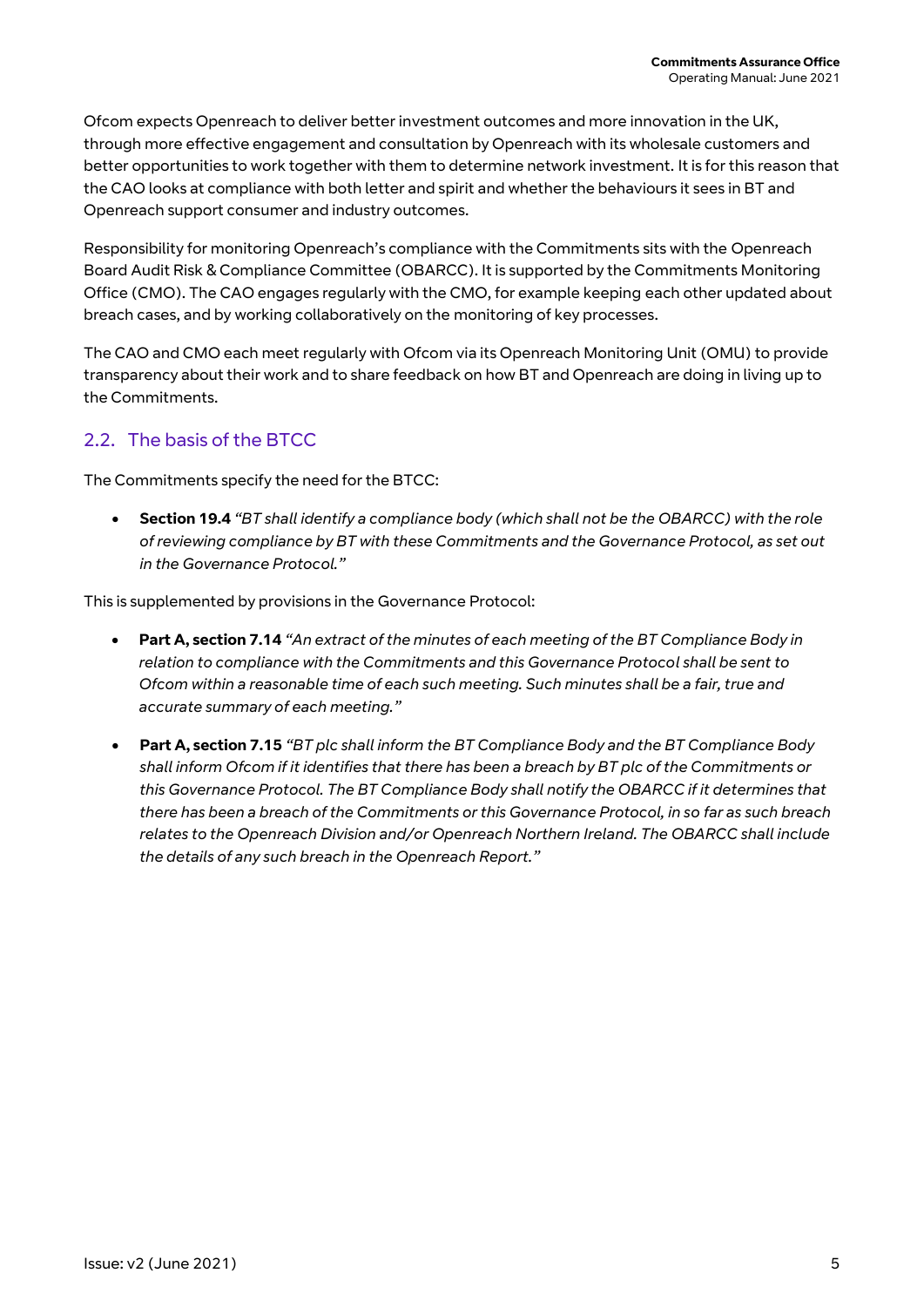Ofcom expects Openreach to deliver better investment outcomes and more innovation in the UK, through more effective engagement and consultation by Openreach with its wholesale customers and better opportunities to work together with them to determine network investment. It is for this reason that the CAO looks at compliance with both letter and spirit and whether the behaviours it sees in BT and Openreach support consumer and industry outcomes.

Responsibility for monitoring Openreach's compliance with the Commitments sits with the Openreach Board Audit Risk & Compliance Committee (OBARCC). It is supported by the Commitments Monitoring Office (CMO). The CAO engages regularly with the CMO, for example keeping each other updated about breach cases, and by working collaboratively on the monitoring of key processes.

The CAO and CMO each meet regularly with Ofcom via its Openreach Monitoring Unit (OMU) to provide transparency about their work and to share feedback on how BT and Openreach are doing in living up to the Commitments.

## 2.2. The basis of the BTCC

The Commitments specify the need for the BTCC:

- **Section 19.4** *"BT shall identify a compliance body (which shall not be the OBARCC) with the role of reviewing compliance by BT with these Commitments and the Governance Protocol, as set out in the Governance Protocol."*

This is supplemented by provisions in the Governance Protocol:

- **Part A, section 7.14** *"An extract of the minutes of each meeting of the BT Compliance Body in relation to compliance with the Commitments and this Governance Protocol shall be sent to Ofcom within a reasonable time of each such meeting. Such minutes shall be a fair, true and accurate summary of each meeting."*

- **Part A, section 7.15** *"BT plc shall inform the BT Compliance Body and the BT Compliance Body shall inform Ofcom if it identifies that there has been a breach by BT plc of the Commitments or this Governance Protocol. The BT Compliance Body shall notify the OBARCC if it determines that there has been a breach of the Commitments or this Governance Protocol, in so far as such breach relates to the Openreach Division and/or Openreach Northern Ireland. The OBARCC shall include the details of any such breach in the Openreach Report."*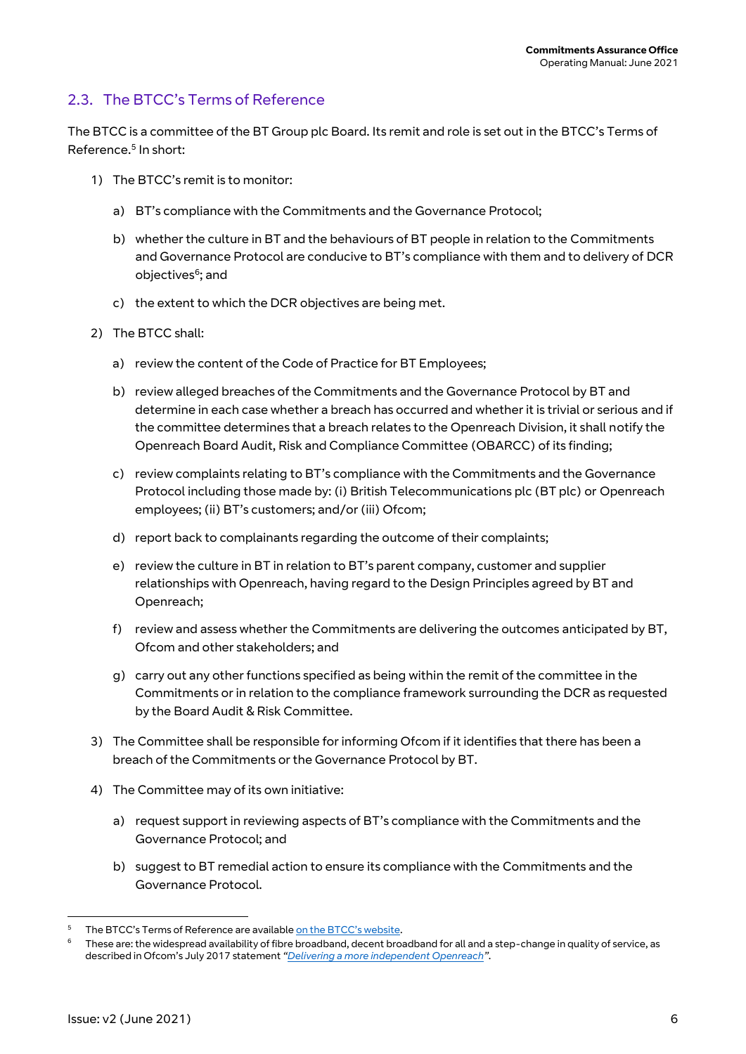## 2.3. The BTCC's Terms of Reference

The BTCC is a committee of the BT Group plc Board. Its remit and role is set out in the BTCC's Terms of Reference.[5] In short:

1) The BTCC's remit is to monitor:

   a) BT's compliance with the Commitments and the Governance Protocol;

   b) whether the culture in BT and the behaviours of BT people in relation to the Commitments and Governance Protocol are conducive to BT's compliance with them and to delivery of DCR objectives[6]; and

   c) the extent to which the DCR objectives are being met.

2) The BTCC shall:

   a) review the content of the Code of Practice for BT Employees;

   b) review alleged breaches of the Commitments and the Governance Protocol by BT and determine in each case whether a breach has occurred and whether it is trivial or serious and if the committee determines that a breach relates to the Openreach Division, it shall notify the Openreach Board Audit, Risk and Compliance Committee (OBARCC) of its finding;

   c) review complaints relating to BT's compliance with the Commitments and the Governance Protocol including those made by: (i) British Telecommunications plc (BT plc) or Openreach employees; (ii) BT's customers; and/or (iii) Ofcom;

   d) report back to complainants regarding the outcome of their complaints;

   e) review the culture in BT in relation to BT's parent company, customer and supplier relationships with Openreach, having regard to the Design Principles agreed by BT and Openreach;

   f) review and assess whether the Commitments are delivering the outcomes anticipated by BT, Ofcom and other stakeholders; and

   g) carry out any other functions specified as being within the remit of the committee in the Commitments or in relation to the compliance framework surrounding the DCR as requested by the Board Audit & Risk Committee.

3) The Committee shall be responsible for informing Ofcom if it identifies that there has been a breach of the Commitments or the Governance Protocol by BT.

4) The Committee may of its own initiative:

   a) request support in reviewing aspects of BT's compliance with the Commitments and the Governance Protocol; and

   b) suggest to BT remedial action to ensure its compliance with the Commitments and the Governance Protocol.

---

[5] The BTCC's Terms of Reference are available on the BTCC's website.

[6] These are: the widespread availability of fibre broadband, decent broadband for all and a step-change in quality of service, as described in Ofcom's July 2017 statement *"Delivering a more independent Openreach"*.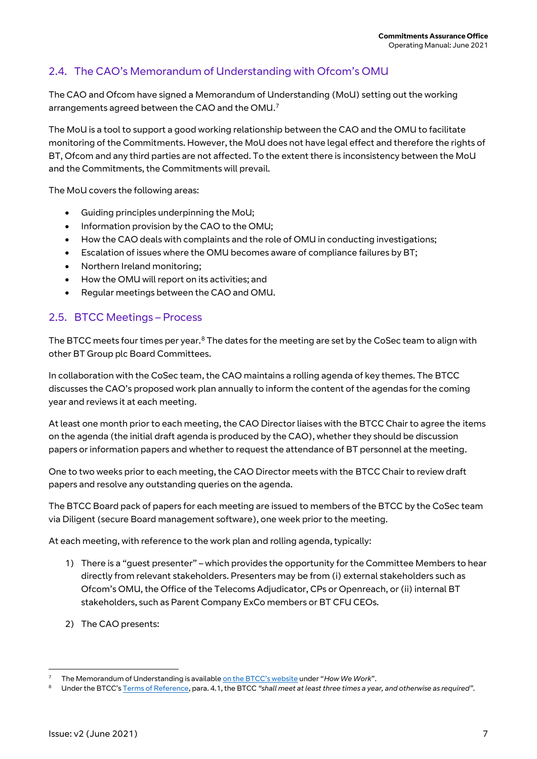## 2.4. The CAO's Memorandum of Understanding with Ofcom's OMU

The CAO and Ofcom have signed a Memorandum of Understanding (MoU) setting out the working arrangements agreed between the CAO and the OMU.[7]

The MoU is a tool to support a good working relationship between the CAO and the OMU to facilitate monitoring of the Commitments. However, the MoU does not have legal effect and therefore the rights of BT, Ofcom and any third parties are not affected. To the extent there is inconsistency between the MoU and the Commitments, the Commitments will prevail.

The MoU covers the following areas:

- Guiding principles underpinning the MoU;
- Information provision by the CAO to the OMU;
- How the CAO deals with complaints and the role of OMU in conducting investigations;
- Escalation of issues where the OMU becomes aware of compliance failures by BT;
- Northern Ireland monitoring;
- How the OMU will report on its activities; and
- Regular meetings between the CAO and OMU.

## 2.5. BTCC Meetings – Process

The BTCC meets four times per year.[8] The dates for the meeting are set by the CoSec team to align with other BT Group plc Board Committees.

In collaboration with the CoSec team, the CAO maintains a rolling agenda of key themes. The BTCC discusses the CAO's proposed work plan annually to inform the content of the agendas for the coming year and reviews it at each meeting.

At least one month prior to each meeting, the CAO Director liaises with the BTCC Chair to agree the items on the agenda (the initial draft agenda is produced by the CAO), whether they should be discussion papers or information papers and whether to request the attendance of BT personnel at the meeting.

One to two weeks prior to each meeting, the CAO Director meets with the BTCC Chair to review draft papers and resolve any outstanding queries on the agenda.

The BTCC Board pack of papers for each meeting are issued to members of the BTCC by the CoSec team via Diligent (secure Board management software), one week prior to the meeting.

At each meeting, with reference to the work plan and rolling agenda, typically:

1) There is a "guest presenter" – which provides the opportunity for the Committee Members to hear directly from relevant stakeholders. Presenters may be from (i) external stakeholders such as Ofcom's OMU, the Office of the Telecoms Adjudicator, CPs or Openreach, or (ii) internal BT stakeholders, such as Parent Company ExCo members or BT CFU CEOs.

2) The CAO presents:

---

[7] The Memorandum of Understanding is available on the BTCC's website under "*How We Work*".

[8] Under the BTCC's Terms of Reference, para. 4.1, the BTCC *"shall meet at least three times a year, and otherwise as required"*.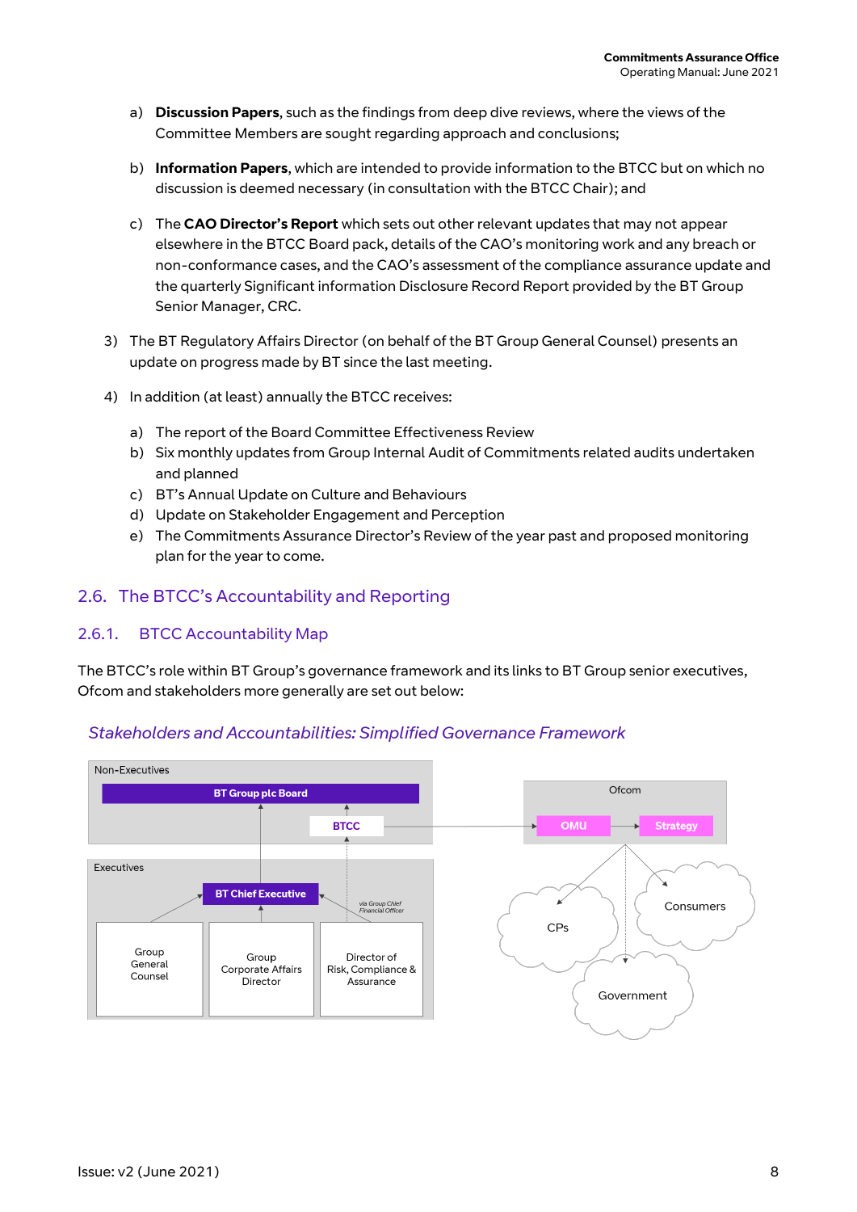a) **Discussion Papers**, such as the findings from deep dive reviews, where the views of the Committee Members are sought regarding approach and conclusions;

b) **Information Papers**, which are intended to provide information to the BTCC but on which no discussion is deemed necessary (in consultation with the BTCC Chair); and

c) The **CAO Director's Report** which sets out other relevant updates that may not appear elsewhere in the BTCC Board pack, details of the CAO's monitoring work and any breach or non-conformance cases, and the CAO's assessment of the compliance assurance update and the quarterly Significant information Disclosure Record Report provided by the BT Group Senior Manager, CRC.

3) The BT Regulatory Affairs Director (on behalf of the BT Group General Counsel) presents an update on progress made by BT since the last meeting.

4) In addition (at least) annually the BTCC receives:

a) The report of the Board Committee Effectiveness Review
b) Six monthly updates from Group Internal Audit of Commitments related audits undertaken and planned
c) BT's Annual Update on Culture and Behaviours
d) Update on Stakeholder Engagement and Perception
e) The Commitments Assurance Director's Review of the year past and proposed monitoring plan for the year to come.

## 2.6. The BTCC's Accountability and Reporting

### 2.6.1. BTCC Accountability Map

The BTCC's role within BT Group's governance framework and its links to BT Group senior executives, Ofcom and stakeholders more generally are set out below:

*Stakeholders and Accountabilities: Simplified Governance Framework*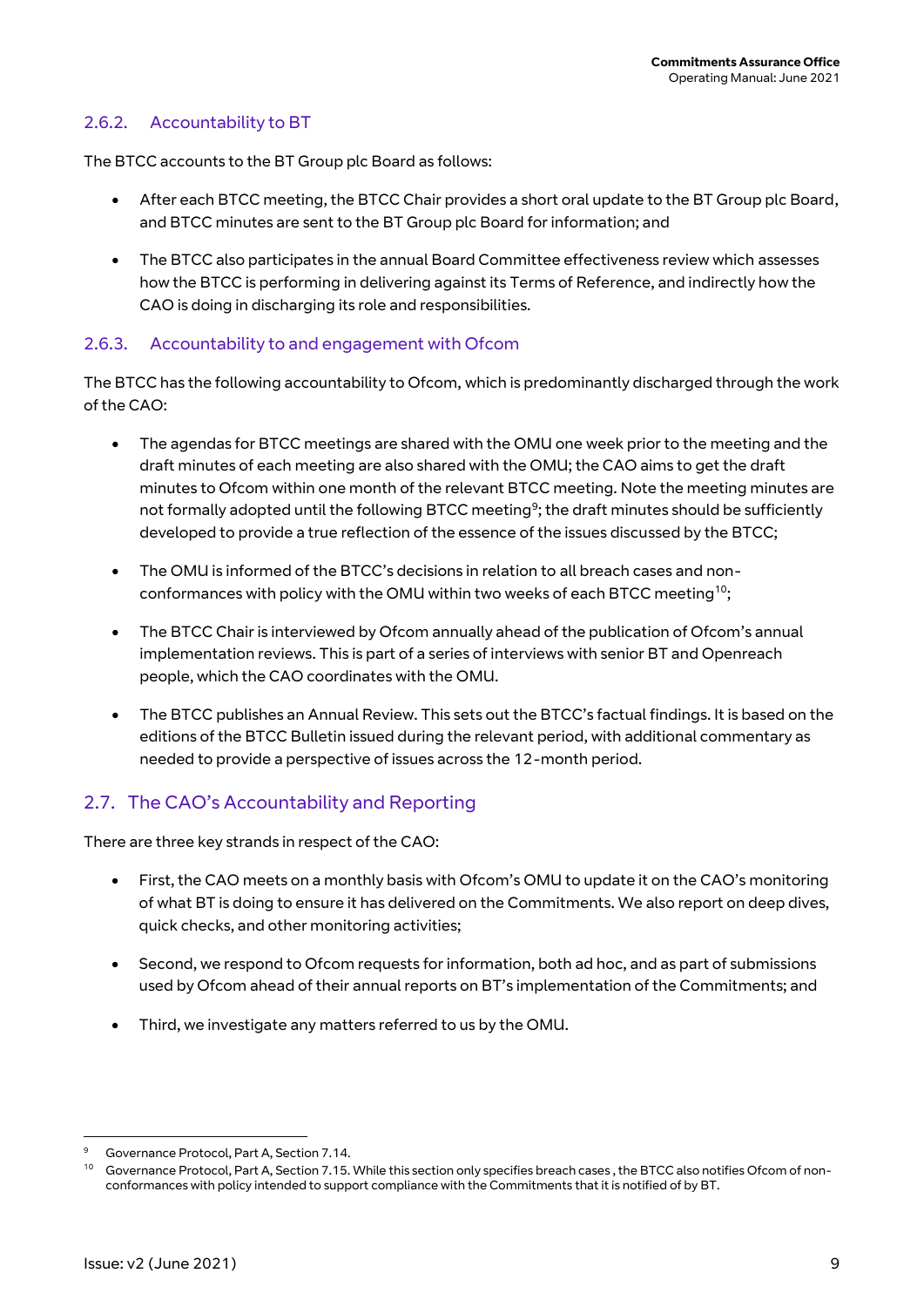### 2.6.2. Accountability to BT

The BTCC accounts to the BT Group plc Board as follows:

- After each BTCC meeting, the BTCC Chair provides a short oral update to the BT Group plc Board, and BTCC minutes are sent to the BT Group plc Board for information; and
- The BTCC also participates in the annual Board Committee effectiveness review which assesses how the BTCC is performing in delivering against its Terms of Reference, and indirectly how the CAO is doing in discharging its role and responsibilities.

### 2.6.3. Accountability to and engagement with Ofcom

The BTCC has the following accountability to Ofcom, which is predominantly discharged through the work of the CAO:

- The agendas for BTCC meetings are shared with the OMU one week prior to the meeting and the draft minutes of each meeting are also shared with the OMU; the CAO aims to get the draft minutes to Ofcom within one month of the relevant BTCC meeting. Note the meeting minutes are not formally adopted until the following BTCC meeting[9]; the draft minutes should be sufficiently developed to provide a true reflection of the essence of the issues discussed by the BTCC;
- The OMU is informed of the BTCC's decisions in relation to all breach cases and non-conformances with policy with the OMU within two weeks of each BTCC meeting[10];
- The BTCC Chair is interviewed by Ofcom annually ahead of the publication of Ofcom's annual implementation reviews. This is part of a series of interviews with senior BT and Openreach people, which the CAO coordinates with the OMU.
- The BTCC publishes an Annual Review. This sets out the BTCC's factual findings. It is based on the editions of the BTCC Bulletin issued during the relevant period, with additional commentary as needed to provide a perspective of issues across the 12-month period.

## 2.7. The CAO's Accountability and Reporting

There are three key strands in respect of the CAO:

- First, the CAO meets on a monthly basis with Ofcom's OMU to update it on the CAO's monitoring of what BT is doing to ensure it has delivered on the Commitments. We also report on deep dives, quick checks, and other monitoring activities;
- Second, we respond to Ofcom requests for information, both ad hoc, and as part of submissions used by Ofcom ahead of their annual reports on BT's implementation of the Commitments; and
- Third, we investigate any matters referred to us by the OMU.

---

[9] Governance Protocol, Part A, Section 7.14.

[10] Governance Protocol, Part A, Section 7.15. While this section only specifies breach cases , the BTCC also notifies Ofcom of non-conformances with policy intended to support compliance with the Commitments that it is notified of by BT.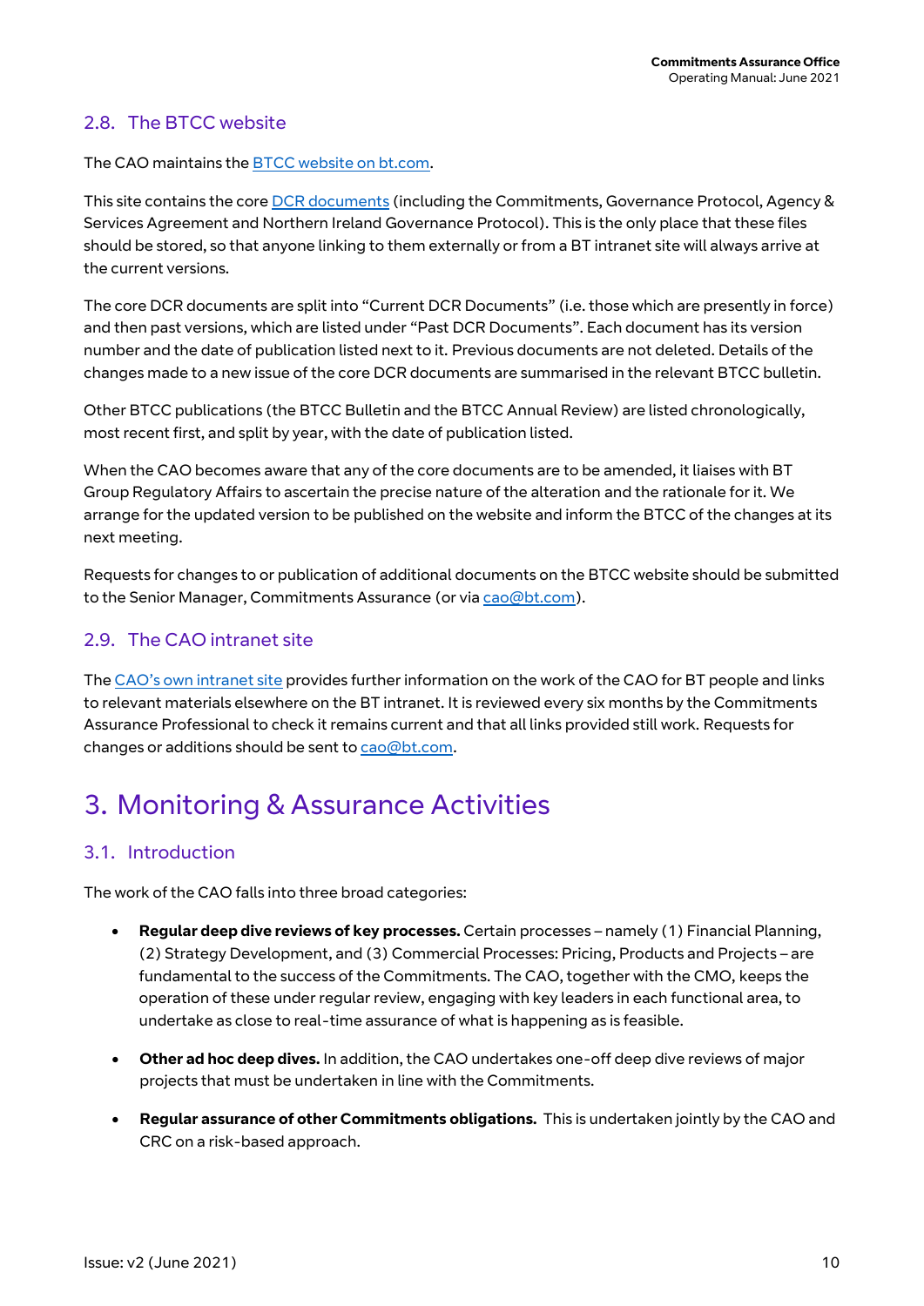## 2.8. The BTCC website

The CAO maintains the BTCC website on bt.com.

This site contains the core DCR documents (including the Commitments, Governance Protocol, Agency & Services Agreement and Northern Ireland Governance Protocol). This is the only place that these files should be stored, so that anyone linking to them externally or from a BT intranet site will always arrive at the current versions.

The core DCR documents are split into "Current DCR Documents" (i.e. those which are presently in force) and then past versions, which are listed under "Past DCR Documents". Each document has its version number and the date of publication listed next to it. Previous documents are not deleted. Details of the changes made to a new issue of the core DCR documents are summarised in the relevant BTCC bulletin.

Other BTCC publications (the BTCC Bulletin and the BTCC Annual Review) are listed chronologically, most recent first, and split by year, with the date of publication listed.

When the CAO becomes aware that any of the core documents are to be amended, it liaises with BT Group Regulatory Affairs to ascertain the precise nature of the alteration and the rationale for it. We arrange for the updated version to be published on the website and inform the BTCC of the changes at its next meeting.

Requests for changes to or publication of additional documents on the BTCC website should be submitted to the Senior Manager, Commitments Assurance (or via cao@bt.com).

## 2.9. The CAO intranet site

The CAO's own intranet site provides further information on the work of the CAO for BT people and links to relevant materials elsewhere on the BT intranet. It is reviewed every six months by the Commitments Assurance Professional to check it remains current and that all links provided still work. Requests for changes or additions should be sent to cao@bt.com.

# 3. Monitoring & Assurance Activities

## 3.1. Introduction

The work of the CAO falls into three broad categories:

- **Regular deep dive reviews of key processes.** Certain processes – namely (1) Financial Planning, (2) Strategy Development, and (3) Commercial Processes: Pricing, Products and Projects – are fundamental to the success of the Commitments. The CAO, together with the CMO, keeps the operation of these under regular review, engaging with key leaders in each functional area, to undertake as close to real-time assurance of what is happening as is feasible.
- **Other ad hoc deep dives.** In addition, the CAO undertakes one-off deep dive reviews of major projects that must be undertaken in line with the Commitments.
- **Regular assurance of other Commitments obligations.** This is undertaken jointly by the CAO and CRC on a risk-based approach.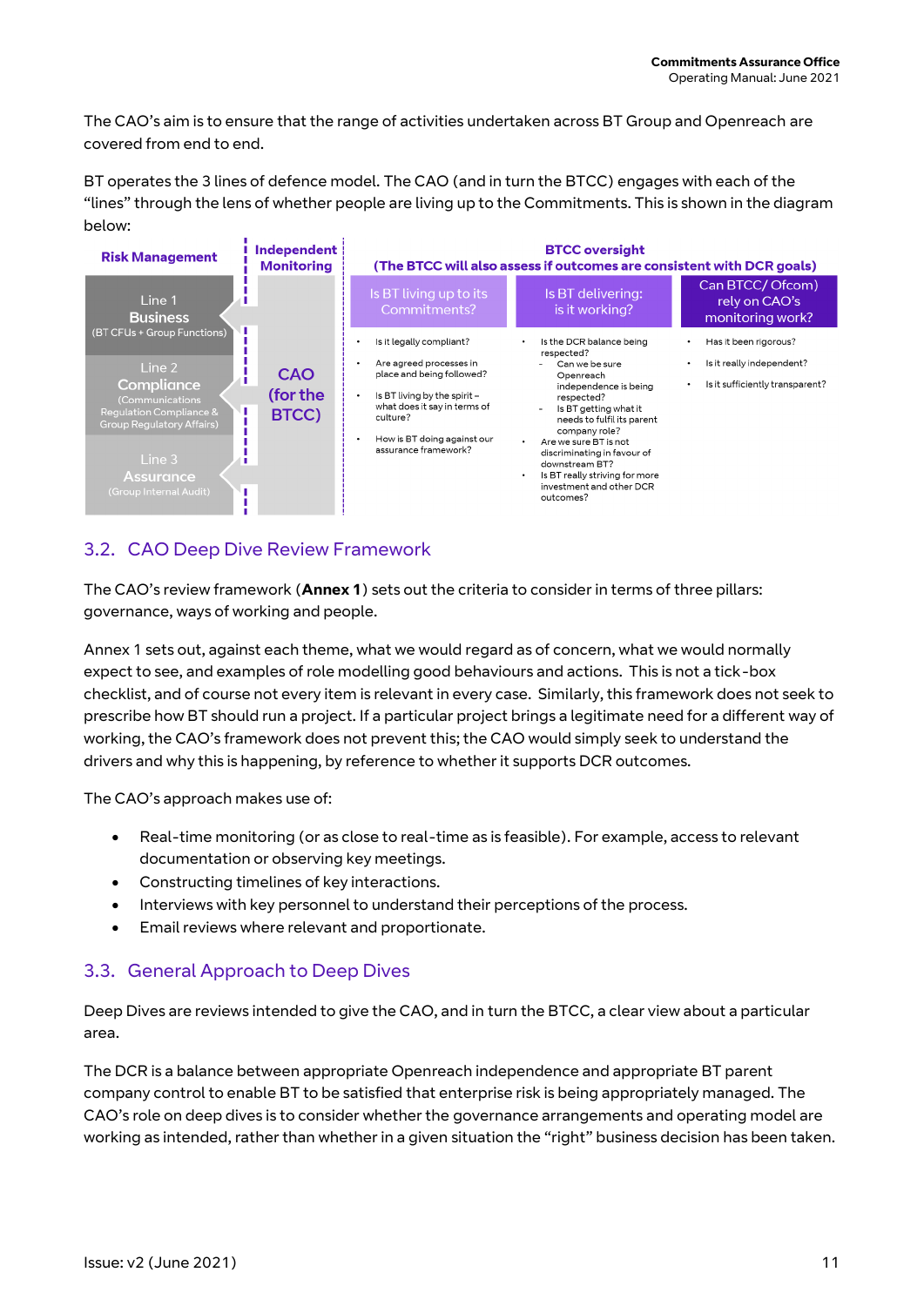The CAO's aim is to ensure that the range of activities undertaken across BT Group and Openreach are covered from end to end.

BT operates the 3 lines of defence model. The CAO (and in turn the BTCC) engages with each of the "lines" through the lens of whether people are living up to the Commitments. This is shown in the diagram below:

| Risk Management | Independent Monitoring | BTCC oversight (The BTCC will also assess if outcomes are consistent with DCR goals) | | |
|---|---|---|---|---|
| | | **Is BT living up to its Commitments?** | **Is BT delivering: is it working?** | **Can BTCC/ Ofcom) rely on CAO's monitoring work?** |
| Line 1 **Business** (BT CFUs + Group Functions) | CAO (for the BTCC) | • Is it legally compliant?<br>• Are agreed processes in place and being followed?<br>• Is BT living by the spirit – what does it say in terms of culture?<br>• How is BT doing against our assurance framework? | • Is the DCR balance being respected?<br>  - Can we be sure Openreach independence is being respected?<br>  - Is BT getting what it needs to fulfil its parent company role?<br>• Are we sure BT is not discriminating in favour of downstream BT?<br>• Is BT really striving for more investment and other DCR outcomes? | • Has it been rigorous?<br>• Is it really independent?<br>• Is it sufficiently transparent? |
| Line 2 **Compliance** (Communications Regulation Compliance & Group Regulatory Affairs) | | | | |
| Line 3 **Assurance** (Group Internal Audit) | | | | |

## 3.2. CAO Deep Dive Review Framework

The CAO's review framework (**Annex 1**) sets out the criteria to consider in terms of three pillars: governance, ways of working and people.

Annex 1 sets out, against each theme, what we would regard as of concern, what we would normally expect to see, and examples of role modelling good behaviours and actions. This is not a tick-box checklist, and of course not every item is relevant in every case. Similarly, this framework does not seek to prescribe how BT should run a project. If a particular project brings a legitimate need for a different way of working, the CAO's framework does not prevent this; the CAO would simply seek to understand the drivers and why this is happening, by reference to whether it supports DCR outcomes.

The CAO's approach makes use of:

- Real-time monitoring (or as close to real-time as is feasible). For example, access to relevant documentation or observing key meetings.
- Constructing timelines of key interactions.
- Interviews with key personnel to understand their perceptions of the process.
- Email reviews where relevant and proportionate.

## 3.3. General Approach to Deep Dives

Deep Dives are reviews intended to give the CAO, and in turn the BTCC, a clear view about a particular area.

The DCR is a balance between appropriate Openreach independence and appropriate BT parent company control to enable BT to be satisfied that enterprise risk is being appropriately managed. The CAO's role on deep dives is to consider whether the governance arrangements and operating model are working as intended, rather than whether in a given situation the "right" business decision has been taken.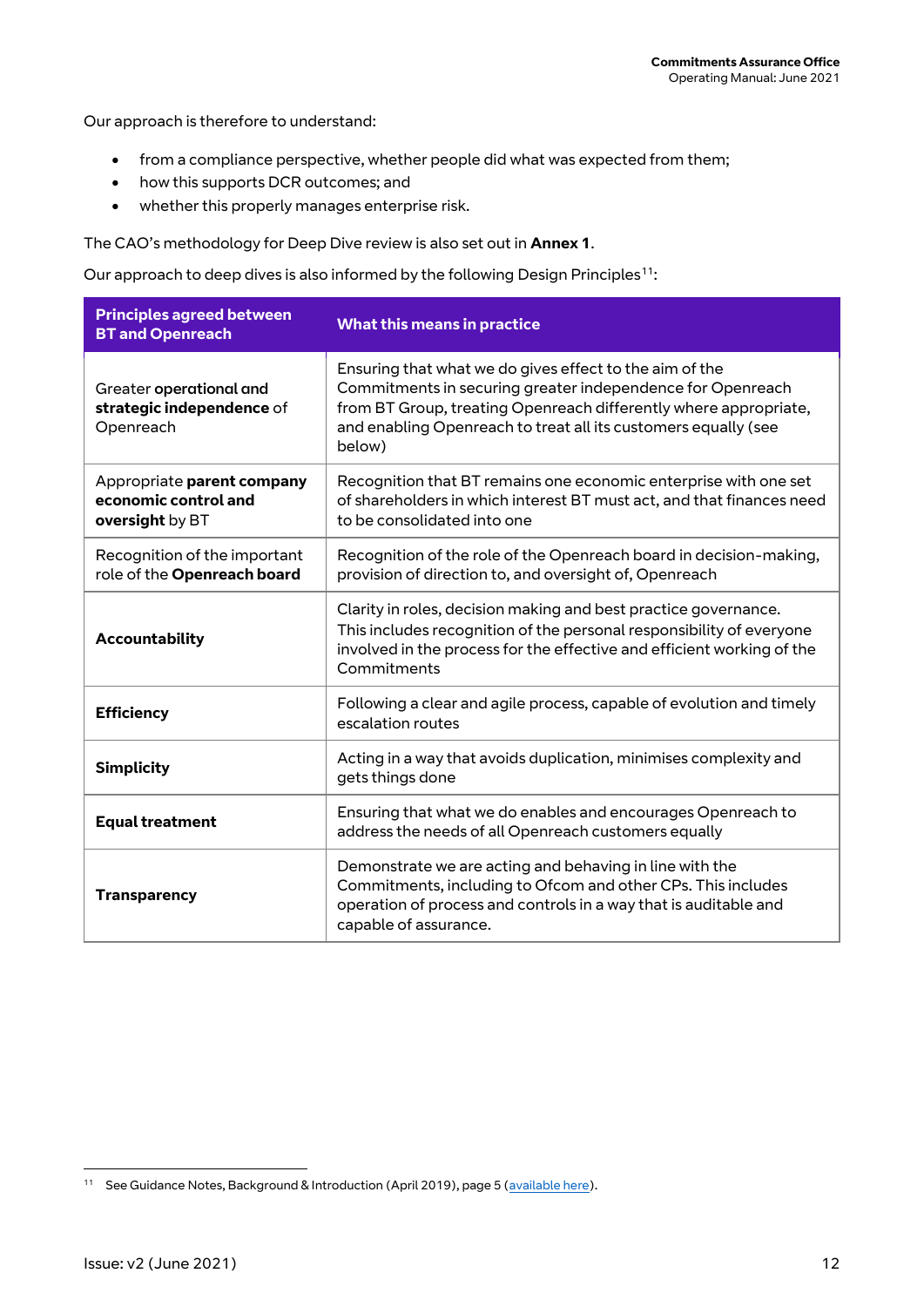Our approach is therefore to understand:

- from a compliance perspective, whether people did what was expected from them;
- how this supports DCR outcomes; and
- whether this properly manages enterprise risk.

The CAO's methodology for Deep Dive review is also set out in **Annex 1**.

Our approach to deep dives is also informed by the following Design Principles[11]:

| Principles agreed between BT and Openreach | What this means in practice |
|---|---|
| Greater operational and **strategic independence** of Openreach | Ensuring that what we do gives effect to the aim of the Commitments in securing greater independence for Openreach from BT Group, treating Openreach differently where appropriate, and enabling Openreach to treat all its customers equally (see below) |
| Appropriate **parent company economic control and oversight** by BT | Recognition that BT remains one economic enterprise with one set of shareholders in which interest BT must act, and that finances need to be consolidated into one |
| Recognition of the important role of the **Openreach board** | Recognition of the role of the Openreach board in decision-making, provision of direction to, and oversight of, Openreach |
| **Accountability** | Clarity in roles, decision making and best practice governance. This includes recognition of the personal responsibility of everyone involved in the process for the effective and efficient working of the Commitments |
| **Efficiency** | Following a clear and agile process, capable of evolution and timely escalation routes |
| **Simplicity** | Acting in a way that avoids duplication, minimises complexity and gets things done |
| **Equal treatment** | Ensuring that what we do enables and encourages Openreach to address the needs of all Openreach customers equally |
| **Transparency** | Demonstrate we are acting and behaving in line with the Commitments, including to Ofcom and other CPs. This includes operation of process and controls in a way that is auditable and capable of assurance. |

[11] See Guidance Notes, Background & Introduction (April 2019), page 5 (available here).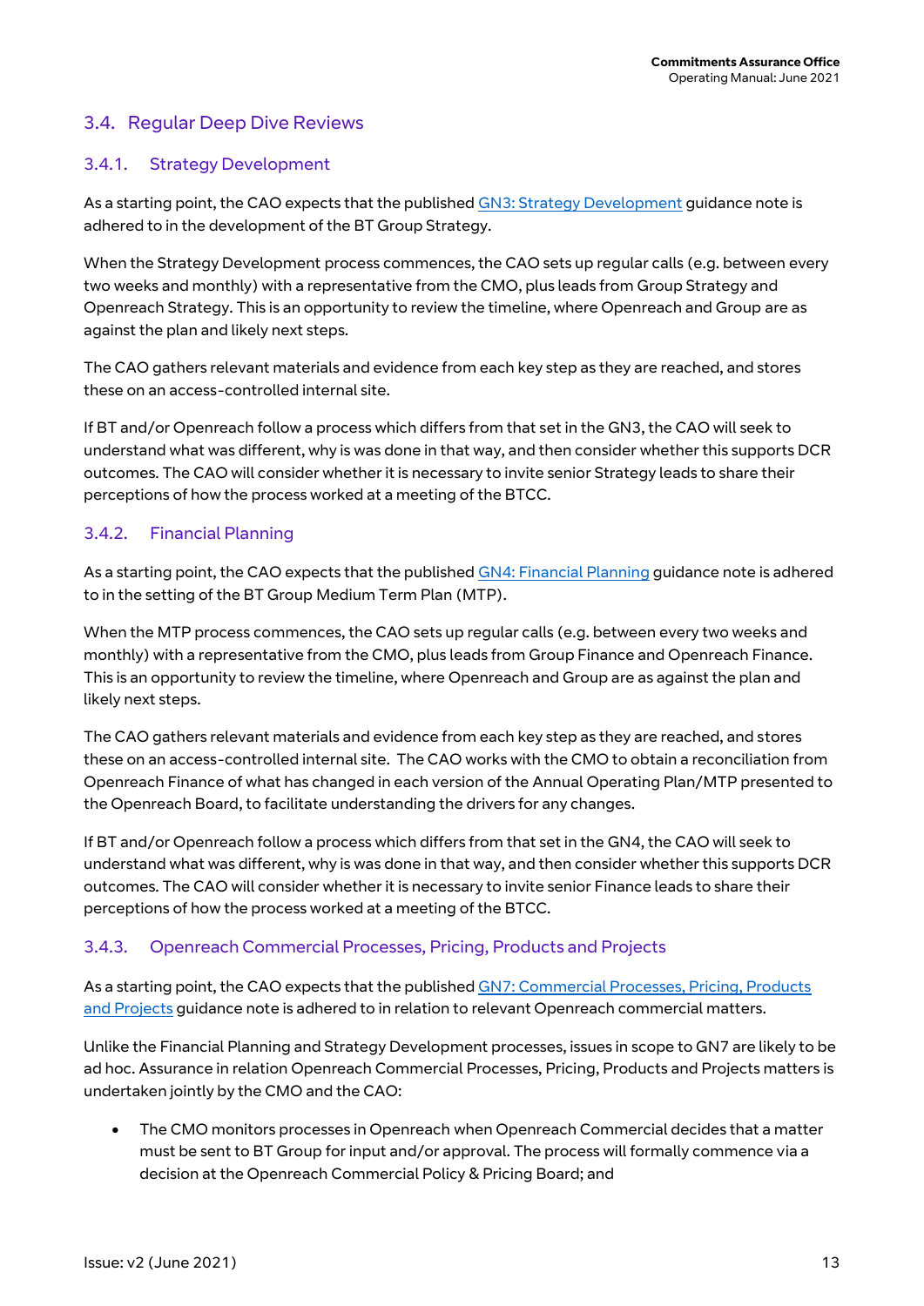## 3.4. Regular Deep Dive Reviews

### 3.4.1. Strategy Development

As a starting point, the CAO expects that the published [GN3: Strategy Development]() guidance note is adhered to in the development of the BT Group Strategy.

When the Strategy Development process commences, the CAO sets up regular calls (e.g. between every two weeks and monthly) with a representative from the CMO, plus leads from Group Strategy and Openreach Strategy. This is an opportunity to review the timeline, where Openreach and Group are as against the plan and likely next steps.

The CAO gathers relevant materials and evidence from each key step as they are reached, and stores these on an access-controlled internal site.

If BT and/or Openreach follow a process which differs from that set in the GN3, the CAO will seek to understand what was different, why is was done in that way, and then consider whether this supports DCR outcomes. The CAO will consider whether it is necessary to invite senior Strategy leads to share their perceptions of how the process worked at a meeting of the BTCC.

### 3.4.2. Financial Planning

As a starting point, the CAO expects that the published [GN4: Financial Planning]() guidance note is adhered to in the setting of the BT Group Medium Term Plan (MTP).

When the MTP process commences, the CAO sets up regular calls (e.g. between every two weeks and monthly) with a representative from the CMO, plus leads from Group Finance and Openreach Finance. This is an opportunity to review the timeline, where Openreach and Group are as against the plan and likely next steps.

The CAO gathers relevant materials and evidence from each key step as they are reached, and stores these on an access-controlled internal site. The CAO works with the CMO to obtain a reconciliation from Openreach Finance of what has changed in each version of the Annual Operating Plan/MTP presented to the Openreach Board, to facilitate understanding the drivers for any changes.

If BT and/or Openreach follow a process which differs from that set in the GN4, the CAO will seek to understand what was different, why is was done in that way, and then consider whether this supports DCR outcomes. The CAO will consider whether it is necessary to invite senior Finance leads to share their perceptions of how the process worked at a meeting of the BTCC.

### 3.4.3. Openreach Commercial Processes, Pricing, Products and Projects

As a starting point, the CAO expects that the published [GN7: Commercial Processes, Pricing, Products and Projects]() guidance note is adhered to in relation to relevant Openreach commercial matters.

Unlike the Financial Planning and Strategy Development processes, issues in scope to GN7 are likely to be ad hoc. Assurance in relation Openreach Commercial Processes, Pricing, Products and Projects matters is undertaken jointly by the CMO and the CAO:

- The CMO monitors processes in Openreach when Openreach Commercial decides that a matter must be sent to BT Group for input and/or approval. The process will formally commence via a decision at the Openreach Commercial Policy & Pricing Board; and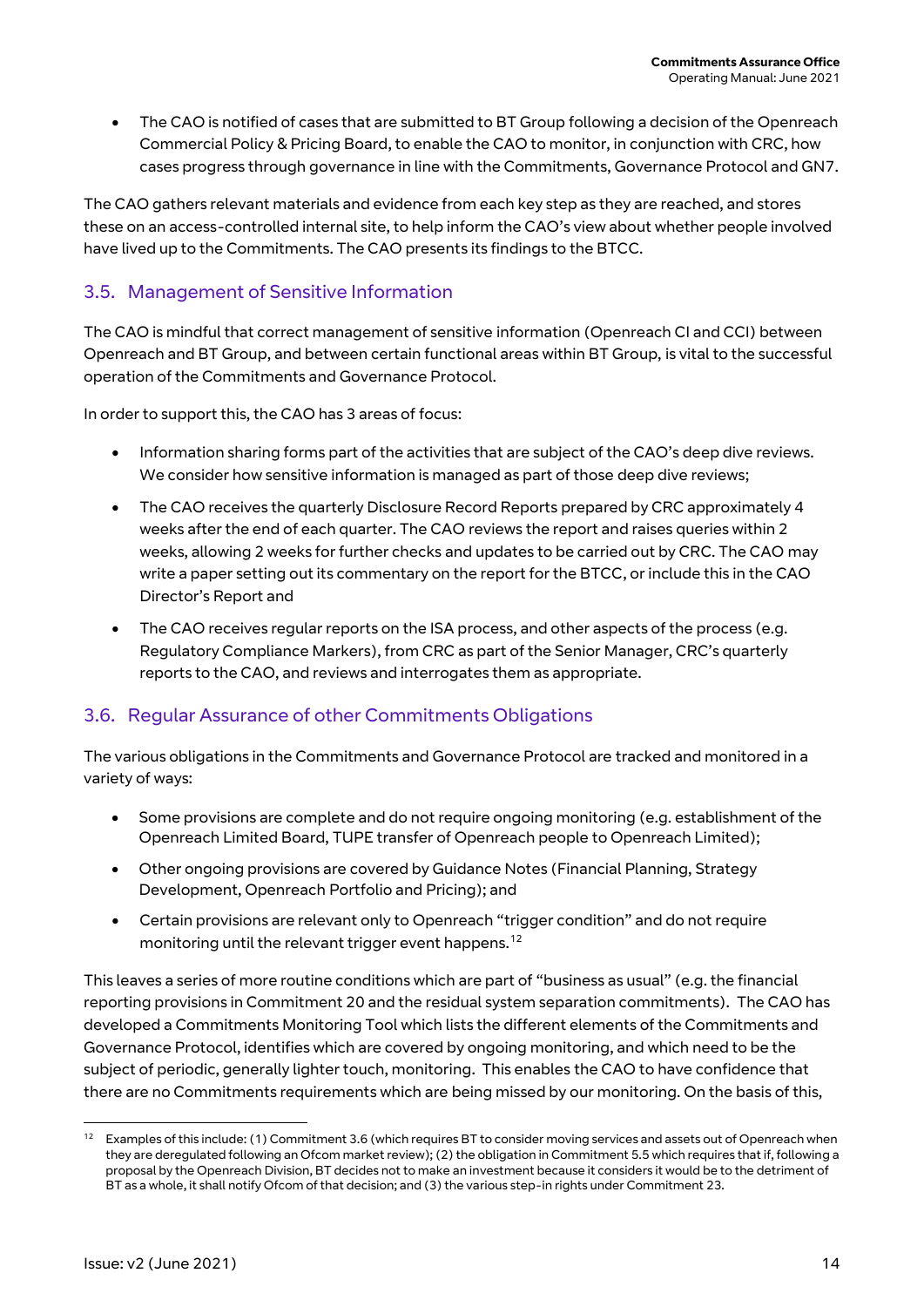- The CAO is notified of cases that are submitted to BT Group following a decision of the Openreach Commercial Policy & Pricing Board, to enable the CAO to monitor, in conjunction with CRC, how cases progress through governance in line with the Commitments, Governance Protocol and GN7.

The CAO gathers relevant materials and evidence from each key step as they are reached, and stores these on an access-controlled internal site, to help inform the CAO's view about whether people involved have lived up to the Commitments. The CAO presents its findings to the BTCC.

## 3.5. Management of Sensitive Information

The CAO is mindful that correct management of sensitive information (Openreach CI and CCI) between Openreach and BT Group, and between certain functional areas within BT Group, is vital to the successful operation of the Commitments and Governance Protocol.

In order to support this, the CAO has 3 areas of focus:

- Information sharing forms part of the activities that are subject of the CAO's deep dive reviews. We consider how sensitive information is managed as part of those deep dive reviews;
- The CAO receives the quarterly Disclosure Record Reports prepared by CRC approximately 4 weeks after the end of each quarter. The CAO reviews the report and raises queries within 2 weeks, allowing 2 weeks for further checks and updates to be carried out by CRC. The CAO may write a paper setting out its commentary on the report for the BTCC, or include this in the CAO Director's Report and
- The CAO receives regular reports on the ISA process, and other aspects of the process (e.g. Regulatory Compliance Markers), from CRC as part of the Senior Manager, CRC's quarterly reports to the CAO, and reviews and interrogates them as appropriate.

## 3.6. Regular Assurance of other Commitments Obligations

The various obligations in the Commitments and Governance Protocol are tracked and monitored in a variety of ways:

- Some provisions are complete and do not require ongoing monitoring (e.g. establishment of the Openreach Limited Board, TUPE transfer of Openreach people to Openreach Limited);
- Other ongoing provisions are covered by Guidance Notes (Financial Planning, Strategy Development, Openreach Portfolio and Pricing); and
- Certain provisions are relevant only to Openreach "trigger condition" and do not require monitoring until the relevant trigger event happens.[12]

This leaves a series of more routine conditions which are part of "business as usual" (e.g. the financial reporting provisions in Commitment 20 and the residual system separation commitments). The CAO has developed a Commitments Monitoring Tool which lists the different elements of the Commitments and Governance Protocol, identifies which are covered by ongoing monitoring, and which need to be the subject of periodic, generally lighter touch, monitoring. This enables the CAO to have confidence that there are no Commitments requirements which are being missed by our monitoring. On the basis of this,

[12] Examples of this include: (1) Commitment 3.6 (which requires BT to consider moving services and assets out of Openreach when they are deregulated following an Ofcom market review); (2) the obligation in Commitment 5.5 which requires that if, following a proposal by the Openreach Division, BT decides not to make an investment because it considers it would be to the detriment of BT as a whole, it shall notify Ofcom of that decision; and (3) the various step-in rights under Commitment 23.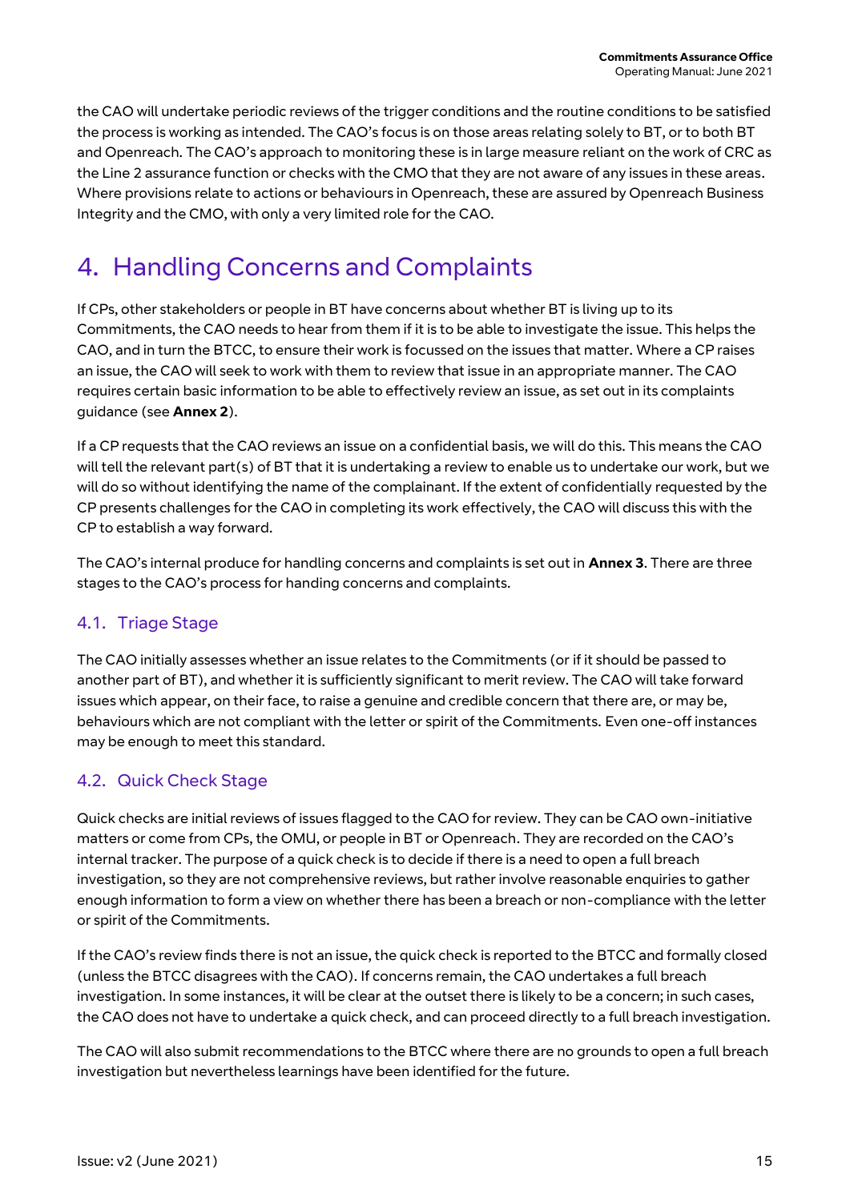the CAO will undertake periodic reviews of the trigger conditions and the routine conditions to be satisfied the process is working as intended. The CAO's focus is on those areas relating solely to BT, or to both BT and Openreach. The CAO's approach to monitoring these is in large measure reliant on the work of CRC as the Line 2 assurance function or checks with the CMO that they are not aware of any issues in these areas. Where provisions relate to actions or behaviours in Openreach, these are assured by Openreach Business Integrity and the CMO, with only a very limited role for the CAO.

# 4. Handling Concerns and Complaints

If CPs, other stakeholders or people in BT have concerns about whether BT is living up to its Commitments, the CAO needs to hear from them if it is to be able to investigate the issue. This helps the CAO, and in turn the BTCC, to ensure their work is focussed on the issues that matter. Where a CP raises an issue, the CAO will seek to work with them to review that issue in an appropriate manner. The CAO requires certain basic information to be able to effectively review an issue, as set out in its complaints guidance (see **Annex 2**).

If a CP requests that the CAO reviews an issue on a confidential basis, we will do this. This means the CAO will tell the relevant part(s) of BT that it is undertaking a review to enable us to undertake our work, but we will do so without identifying the name of the complainant. If the extent of confidentially requested by the CP presents challenges for the CAO in completing its work effectively, the CAO will discuss this with the CP to establish a way forward.

The CAO's internal produce for handling concerns and complaints is set out in **Annex 3**. There are three stages to the CAO's process for handing concerns and complaints.

## 4.1. Triage Stage

The CAO initially assesses whether an issue relates to the Commitments (or if it should be passed to another part of BT), and whether it is sufficiently significant to merit review. The CAO will take forward issues which appear, on their face, to raise a genuine and credible concern that there are, or may be, behaviours which are not compliant with the letter or spirit of the Commitments. Even one-off instances may be enough to meet this standard.

## 4.2. Quick Check Stage

Quick checks are initial reviews of issues flagged to the CAO for review. They can be CAO own-initiative matters or come from CPs, the OMU, or people in BT or Openreach. They are recorded on the CAO's internal tracker. The purpose of a quick check is to decide if there is a need to open a full breach investigation, so they are not comprehensive reviews, but rather involve reasonable enquiries to gather enough information to form a view on whether there has been a breach or non-compliance with the letter or spirit of the Commitments.

If the CAO's review finds there is not an issue, the quick check is reported to the BTCC and formally closed (unless the BTCC disagrees with the CAO). If concerns remain, the CAO undertakes a full breach investigation. In some instances, it will be clear at the outset there is likely to be a concern; in such cases, the CAO does not have to undertake a quick check, and can proceed directly to a full breach investigation.

The CAO will also submit recommendations to the BTCC where there are no grounds to open a full breach investigation but nevertheless learnings have been identified for the future.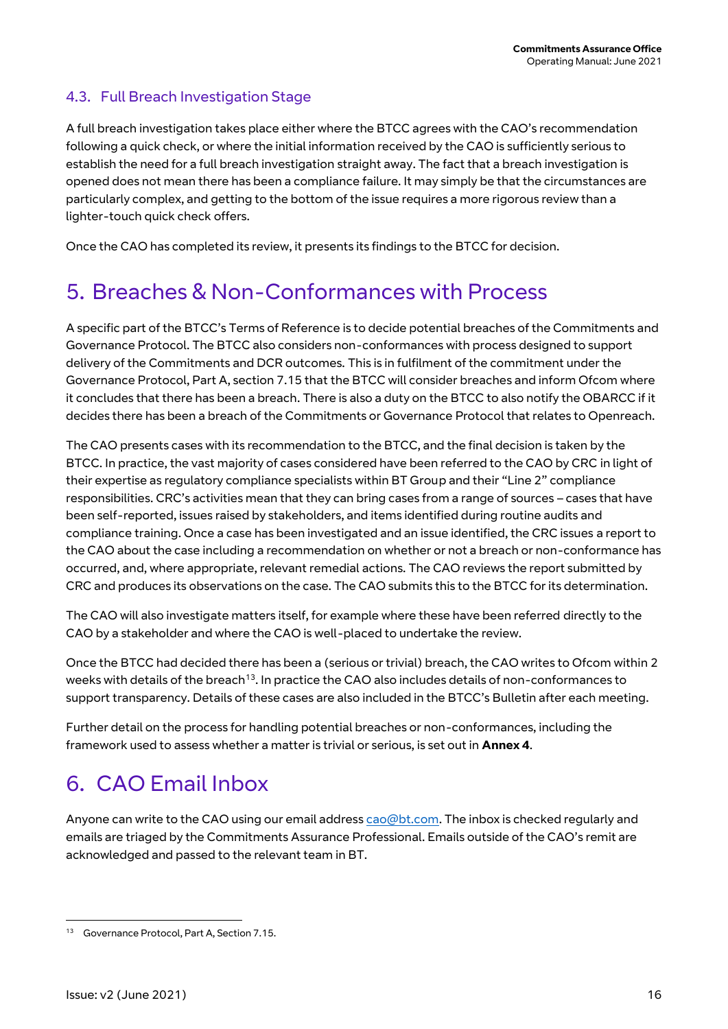### 4.3. Full Breach Investigation Stage

A full breach investigation takes place either where the BTCC agrees with the CAO's recommendation following a quick check, or where the initial information received by the CAO is sufficiently serious to establish the need for a full breach investigation straight away. The fact that a breach investigation is opened does not mean there has been a compliance failure. It may simply be that the circumstances are particularly complex, and getting to the bottom of the issue requires a more rigorous review than a lighter-touch quick check offers.

Once the CAO has completed its review, it presents its findings to the BTCC for decision.

## 5. Breaches & Non-Conformances with Process

A specific part of the BTCC's Terms of Reference is to decide potential breaches of the Commitments and Governance Protocol. The BTCC also considers non-conformances with process designed to support delivery of the Commitments and DCR outcomes. This is in fulfilment of the commitment under the Governance Protocol, Part A, section 7.15 that the BTCC will consider breaches and inform Ofcom where it concludes that there has been a breach. There is also a duty on the BTCC to also notify the OBARCC if it decides there has been a breach of the Commitments or Governance Protocol that relates to Openreach.

The CAO presents cases with its recommendation to the BTCC, and the final decision is taken by the BTCC. In practice, the vast majority of cases considered have been referred to the CAO by CRC in light of their expertise as regulatory compliance specialists within BT Group and their "Line 2" compliance responsibilities. CRC's activities mean that they can bring cases from a range of sources – cases that have been self-reported, issues raised by stakeholders, and items identified during routine audits and compliance training. Once a case has been investigated and an issue identified, the CRC issues a report to the CAO about the case including a recommendation on whether or not a breach or non-conformance has occurred, and, where appropriate, relevant remedial actions. The CAO reviews the report submitted by CRC and produces its observations on the case. The CAO submits this to the BTCC for its determination.

The CAO will also investigate matters itself, for example where these have been referred directly to the CAO by a stakeholder and where the CAO is well-placed to undertake the review.

Once the BTCC had decided there has been a (serious or trivial) breach, the CAO writes to Ofcom within 2 weeks with details of the breach[13]. In practice the CAO also includes details of non-conformances to support transparency. Details of these cases are also included in the BTCC's Bulletin after each meeting.

Further detail on the process for handling potential breaches or non-conformances, including the framework used to assess whether a matter is trivial or serious, is set out in **Annex 4**.

## 6. CAO Email Inbox

Anyone can write to the CAO using our email address cao@bt.com. The inbox is checked regularly and emails are triaged by the Commitments Assurance Professional. Emails outside of the CAO's remit are acknowledged and passed to the relevant team in BT.

---

[13] Governance Protocol, Part A, Section 7.15.